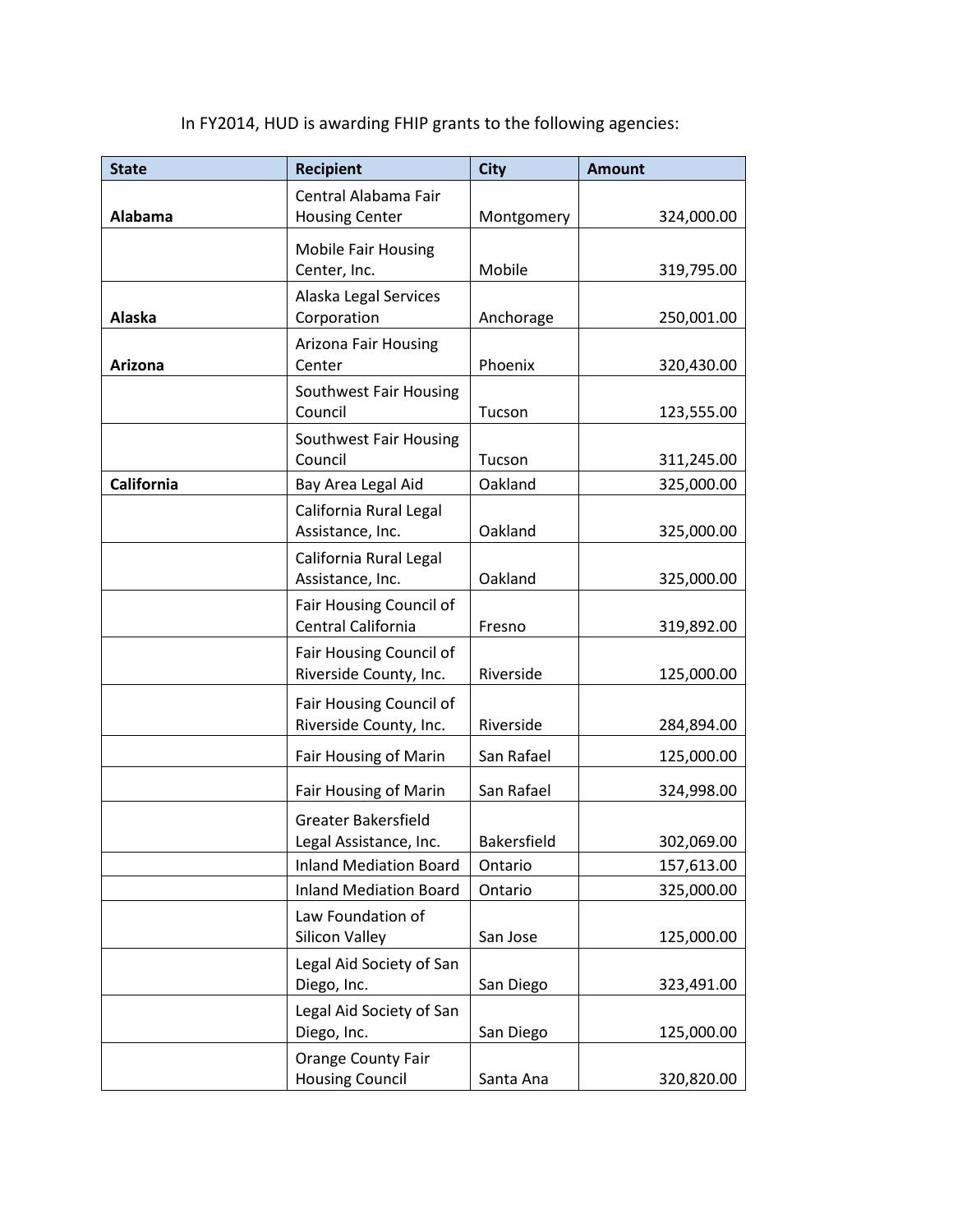In FY2014, HUD is awarding FHIP grants to the following agencies:

| State | Recipient | City | Amount |
|---|---|---|---|
| **Alabama** | Central Alabama Fair Housing Center | Montgomery | 324,000.00 |
| | Mobile Fair Housing Center, Inc. | Mobile | 319,795.00 |
| **Alaska** | Alaska Legal Services Corporation | Anchorage | 250,001.00 |
| **Arizona** | Arizona Fair Housing Center | Phoenix | 320,430.00 |
| | Southwest Fair Housing Council | Tucson | 123,555.00 |
| | Southwest Fair Housing Council | Tucson | 311,245.00 |
| **California** | Bay Area Legal Aid | Oakland | 325,000.00 |
| | California Rural Legal Assistance, Inc. | Oakland | 325,000.00 |
| | California Rural Legal Assistance, Inc. | Oakland | 325,000.00 |
| | Fair Housing Council of Central California | Fresno | 319,892.00 |
| | Fair Housing Council of Riverside County, Inc. | Riverside | 125,000.00 |
| | Fair Housing Council of Riverside County, Inc. | Riverside | 284,894.00 |
| | Fair Housing of Marin | San Rafael | 125,000.00 |
| | Fair Housing of Marin | San Rafael | 324,998.00 |
| | Greater Bakersfield Legal Assistance, Inc. | Bakersfield | 302,069.00 |
| | Inland Mediation Board | Ontario | 157,613.00 |
| | Inland Mediation Board | Ontario | 325,000.00 |
| | Law Foundation of Silicon Valley | San Jose | 125,000.00 |
| | Legal Aid Society of San Diego, Inc. | San Diego | 323,491.00 |
| | Legal Aid Society of San Diego, Inc. | San Diego | 125,000.00 |
| | Orange County Fair Housing Council | Santa Ana | 320,820.00 |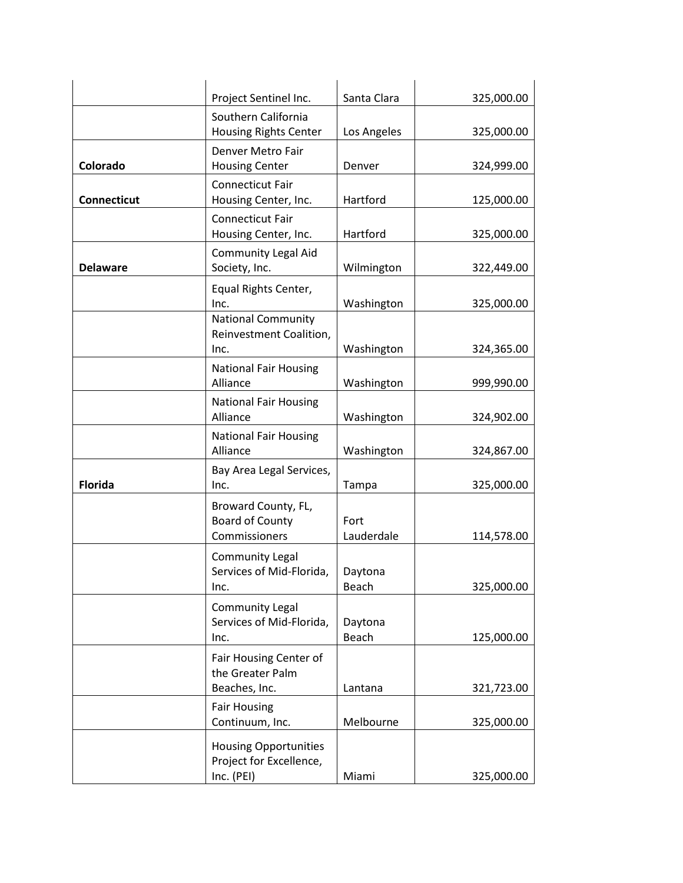| | | | |
|---|---|---|---|
| | Project Sentinel Inc. | Santa Clara | 325,000.00 |
| | Southern California Housing Rights Center | Los Angeles | 325,000.00 |
| **Colorado** | Denver Metro Fair Housing Center | Denver | 324,999.00 |
| **Connecticut** | Connecticut Fair Housing Center, Inc. | Hartford | 125,000.00 |
| | Connecticut Fair Housing Center, Inc. | Hartford | 325,000.00 |
| **Delaware** | Community Legal Aid Society, Inc. | Wilmington | 322,449.00 |
| | Equal Rights Center, Inc. | Washington | 325,000.00 |
| | National Community Reinvestment Coalition, Inc. | Washington | 324,365.00 |
| | National Fair Housing Alliance | Washington | 999,990.00 |
| | National Fair Housing Alliance | Washington | 324,902.00 |
| | National Fair Housing Alliance | Washington | 324,867.00 |
| **Florida** | Bay Area Legal Services, Inc. | Tampa | 325,000.00 |
| | Broward County, FL, Board of County Commissioners | Fort Lauderdale | 114,578.00 |
| | Community Legal Services of Mid-Florida, Inc. | Daytona Beach | 325,000.00 |
| | Community Legal Services of Mid-Florida, Inc. | Daytona Beach | 125,000.00 |
| | Fair Housing Center of the Greater Palm Beaches, Inc. | Lantana | 321,723.00 |
| | Fair Housing Continuum, Inc. | Melbourne | 325,000.00 |
| | Housing Opportunities Project for Excellence, Inc. (PEI) | Miami | 325,000.00 |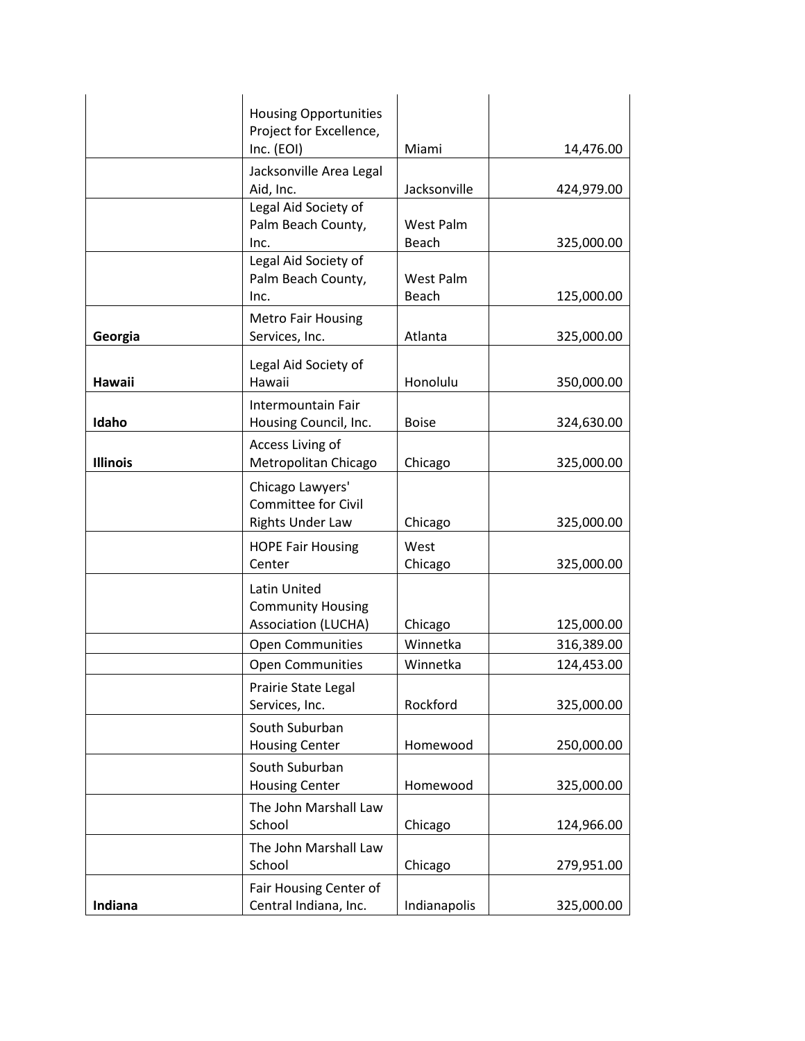| | | | |
|---|---|---|---|
| | Housing Opportunities Project for Excellence, Inc. (EOI) | Miami | 14,476.00 |
| | Jacksonville Area Legal Aid, Inc. | Jacksonville | 424,979.00 |
| | Legal Aid Society of Palm Beach County, Inc. | West Palm Beach | 325,000.00 |
| | Legal Aid Society of Palm Beach County, Inc. | West Palm Beach | 125,000.00 |
| **Georgia** | Metro Fair Housing Services, Inc. | Atlanta | 325,000.00 |
| **Hawaii** | Legal Aid Society of Hawaii | Honolulu | 350,000.00 |
| **Idaho** | Intermountain Fair Housing Council, Inc. | Boise | 324,630.00 |
| **Illinois** | Access Living of Metropolitan Chicago | Chicago | 325,000.00 |
| | Chicago Lawyers' Committee for Civil Rights Under Law | Chicago | 325,000.00 |
| | HOPE Fair Housing Center | West Chicago | 325,000.00 |
| | Latin United Community Housing Association (LUCHA) | Chicago | 125,000.00 |
| | Open Communities | Winnetka | 316,389.00 |
| | Open Communities | Winnetka | 124,453.00 |
| | Prairie State Legal Services, Inc. | Rockford | 325,000.00 |
| | South Suburban Housing Center | Homewood | 250,000.00 |
| | South Suburban Housing Center | Homewood | 325,000.00 |
| | The John Marshall Law School | Chicago | 124,966.00 |
| | The John Marshall Law School | Chicago | 279,951.00 |
| **Indiana** | Fair Housing Center of Central Indiana, Inc. | Indianapolis | 325,000.00 |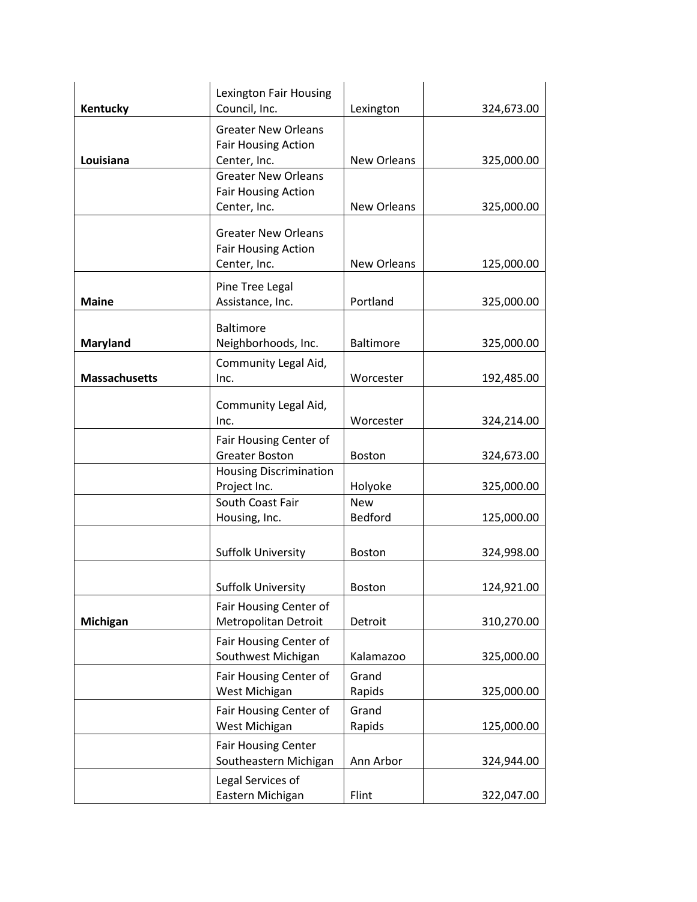| | | | |
|---|---|---|---|
| **Kentucky** | Lexington Fair Housing Council, Inc. | Lexington | 324,673.00 |
| **Louisiana** | Greater New Orleans Fair Housing Action Center, Inc. | New Orleans | 325,000.00 |
| | Greater New Orleans Fair Housing Action Center, Inc. | New Orleans | 325,000.00 |
| | Greater New Orleans Fair Housing Action Center, Inc. | New Orleans | 125,000.00 |
| **Maine** | Pine Tree Legal Assistance, Inc. | Portland | 325,000.00 |
| **Maryland** | Baltimore Neighborhoods, Inc. | Baltimore | 325,000.00 |
| **Massachusetts** | Community Legal Aid, Inc. | Worcester | 192,485.00 |
| | Community Legal Aid, Inc. | Worcester | 324,214.00 |
| | Fair Housing Center of Greater Boston | Boston | 324,673.00 |
| | Housing Discrimination Project Inc. | Holyoke | 325,000.00 |
| | South Coast Fair Housing, Inc. | New Bedford | 125,000.00 |
| | Suffolk University | Boston | 324,998.00 |
| | Suffolk University | Boston | 124,921.00 |
| **Michigan** | Fair Housing Center of Metropolitan Detroit | Detroit | 310,270.00 |
| | Fair Housing Center of Southwest Michigan | Kalamazoo | 325,000.00 |
| | Fair Housing Center of West Michigan | Grand Rapids | 325,000.00 |
| | Fair Housing Center of West Michigan | Grand Rapids | 125,000.00 |
| | Fair Housing Center Southeastern Michigan | Ann Arbor | 324,944.00 |
| | Legal Services of Eastern Michigan | Flint | 322,047.00 |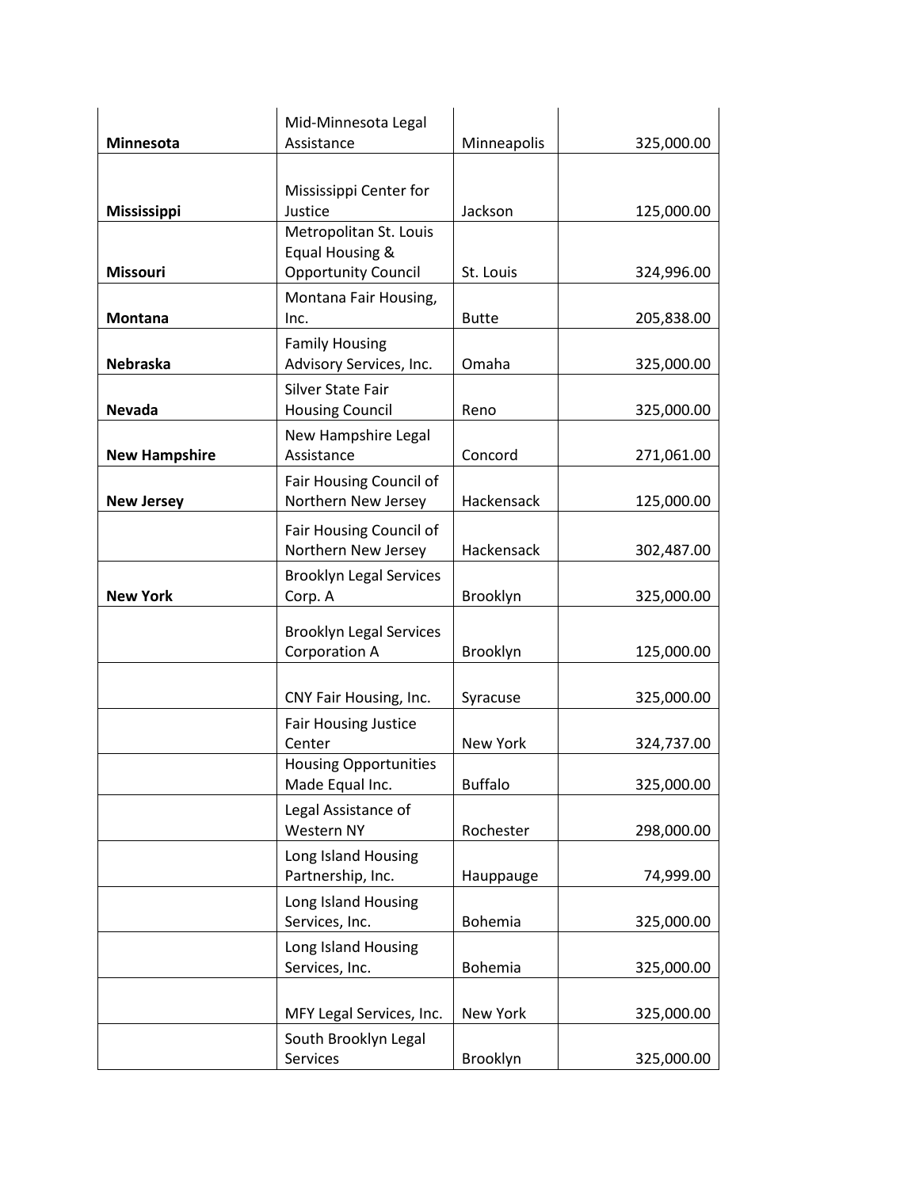| | | | |
|---|---|---|---|
| **Minnesota** | Mid-Minnesota Legal Assistance | Minneapolis | 325,000.00 |
| **Mississippi** | Mississippi Center for Justice | Jackson | 125,000.00 |
| **Missouri** | Metropolitan St. Louis Equal Housing & Opportunity Council | St. Louis | 324,996.00 |
| **Montana** | Montana Fair Housing, Inc. | Butte | 205,838.00 |
| **Nebraska** | Family Housing Advisory Services, Inc. | Omaha | 325,000.00 |
| **Nevada** | Silver State Fair Housing Council | Reno | 325,000.00 |
| **New Hampshire** | New Hampshire Legal Assistance | Concord | 271,061.00 |
| **New Jersey** | Fair Housing Council of Northern New Jersey | Hackensack | 125,000.00 |
| | Fair Housing Council of Northern New Jersey | Hackensack | 302,487.00 |
| **New York** | Brooklyn Legal Services Corp. A | Brooklyn | 325,000.00 |
| | Brooklyn Legal Services Corporation A | Brooklyn | 125,000.00 |
| | CNY Fair Housing, Inc. | Syracuse | 325,000.00 |
| | Fair Housing Justice Center | New York | 324,737.00 |
| | Housing Opportunities Made Equal Inc. | Buffalo | 325,000.00 |
| | Legal Assistance of Western NY | Rochester | 298,000.00 |
| | Long Island Housing Partnership, Inc. | Hauppauge | 74,999.00 |
| | Long Island Housing Services, Inc. | Bohemia | 325,000.00 |
| | Long Island Housing Services, Inc. | Bohemia | 325,000.00 |
| | MFY Legal Services, Inc. | New York | 325,000.00 |
| | South Brooklyn Legal Services | Brooklyn | 325,000.00 |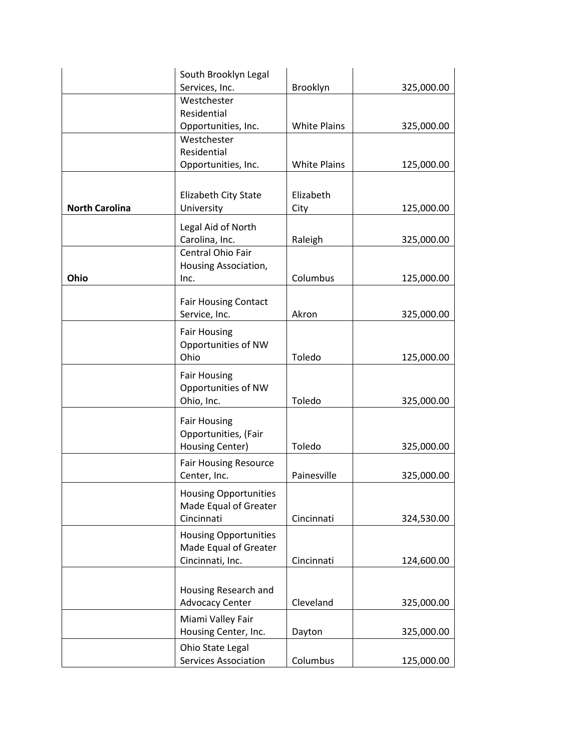| | | | |
|---|---|---|---|
| | South Brooklyn Legal Services, Inc. | Brooklyn | 325,000.00 |
| | Westchester Residential Opportunities, Inc. | White Plains | 325,000.00 |
| | Westchester Residential Opportunities, Inc. | White Plains | 125,000.00 |
| **North Carolina** | Elizabeth City State University | Elizabeth City | 125,000.00 |
| | Legal Aid of North Carolina, Inc. | Raleigh | 325,000.00 |
| **Ohio** | Central Ohio Fair Housing Association, Inc. | Columbus | 125,000.00 |
| | Fair Housing Contact Service, Inc. | Akron | 325,000.00 |
| | Fair Housing Opportunities of NW Ohio | Toledo | 125,000.00 |
| | Fair Housing Opportunities of NW Ohio, Inc. | Toledo | 325,000.00 |
| | Fair Housing Opportunities, (Fair Housing Center) | Toledo | 325,000.00 |
| | Fair Housing Resource Center, Inc. | Painesville | 325,000.00 |
| | Housing Opportunities Made Equal of Greater Cincinnati | Cincinnati | 324,530.00 |
| | Housing Opportunities Made Equal of Greater Cincinnati, Inc. | Cincinnati | 124,600.00 |
| | Housing Research and Advocacy Center | Cleveland | 325,000.00 |
| | Miami Valley Fair Housing Center, Inc. | Dayton | 325,000.00 |
| | Ohio State Legal Services Association | Columbus | 125,000.00 |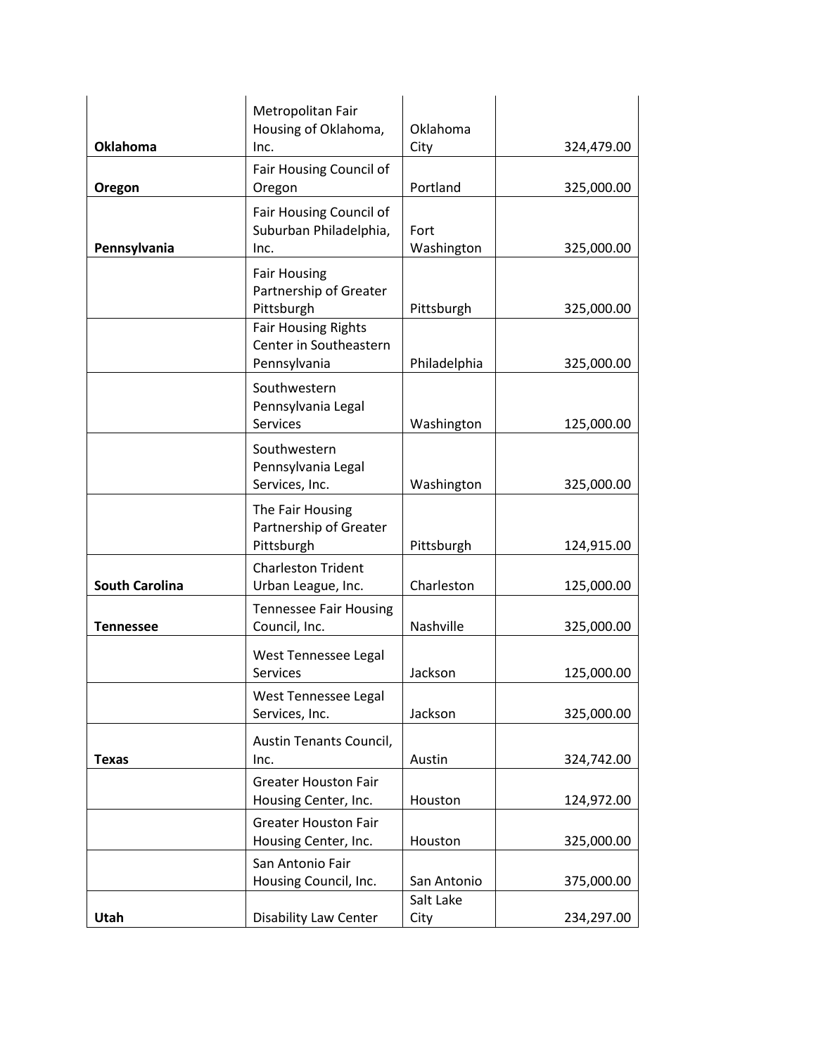| | | | |
|---|---|---|---|
| **Oklahoma** | Metropolitan Fair Housing of Oklahoma, Inc. | Oklahoma City | 324,479.00 |
| **Oregon** | Fair Housing Council of Oregon | Portland | 325,000.00 |
| **Pennsylvania** | Fair Housing Council of Suburban Philadelphia, Inc. | Fort Washington | 325,000.00 |
| | Fair Housing Partnership of Greater Pittsburgh | Pittsburgh | 325,000.00 |
| | Fair Housing Rights Center in Southeastern Pennsylvania | Philadelphia | 325,000.00 |
| | Southwestern Pennsylvania Legal Services | Washington | 125,000.00 |
| | Southwestern Pennsylvania Legal Services, Inc. | Washington | 325,000.00 |
| | The Fair Housing Partnership of Greater Pittsburgh | Pittsburgh | 124,915.00 |
| **South Carolina** | Charleston Trident Urban League, Inc. | Charleston | 125,000.00 |
| **Tennessee** | Tennessee Fair Housing Council, Inc. | Nashville | 325,000.00 |
| | West Tennessee Legal Services | Jackson | 125,000.00 |
| | West Tennessee Legal Services, Inc. | Jackson | 325,000.00 |
| **Texas** | Austin Tenants Council, Inc. | Austin | 324,742.00 |
| | Greater Houston Fair Housing Center, Inc. | Houston | 124,972.00 |
| | Greater Houston Fair Housing Center, Inc. | Houston | 325,000.00 |
| | San Antonio Fair Housing Council, Inc. | San Antonio | 375,000.00 |
| **Utah** | Disability Law Center | Salt Lake City | 234,297.00 |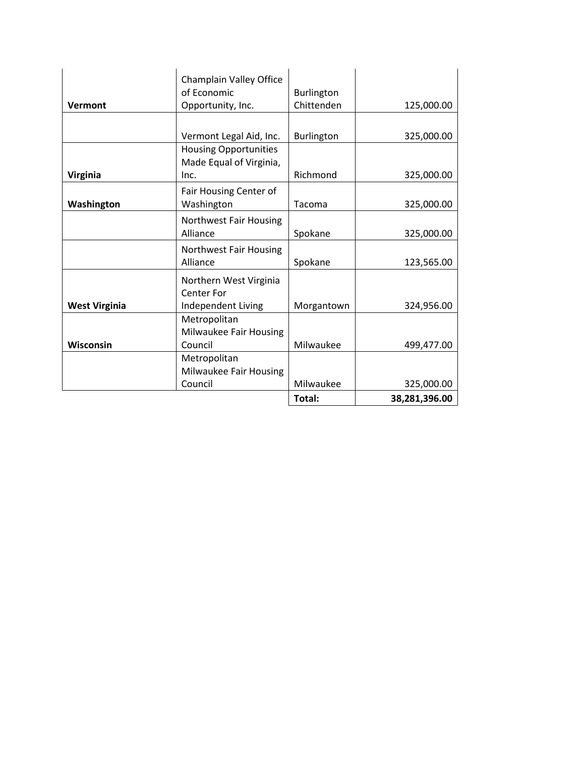| | | | |
|---|---|---|---|
| **Vermont** | Champlain Valley Office of Economic Opportunity, Inc. | Burlington Chittenden | 125,000.00 |
| | Vermont Legal Aid, Inc. | Burlington | 325,000.00 |
| **Virginia** | Housing Opportunities Made Equal of Virginia, Inc. | Richmond | 325,000.00 |
| **Washington** | Fair Housing Center of Washington | Tacoma | 325,000.00 |
| | Northwest Fair Housing Alliance | Spokane | 325,000.00 |
| | Northwest Fair Housing Alliance | Spokane | 123,565.00 |
| **West Virginia** | Northern West Virginia Center For Independent Living | Morgantown | 324,956.00 |
| **Wisconsin** | Metropolitan Milwaukee Fair Housing Council | Milwaukee | 499,477.00 |
| | Metropolitan Milwaukee Fair Housing Council | Milwaukee | 325,000.00 |
| | | **Total:** | **38,281,396.00** |